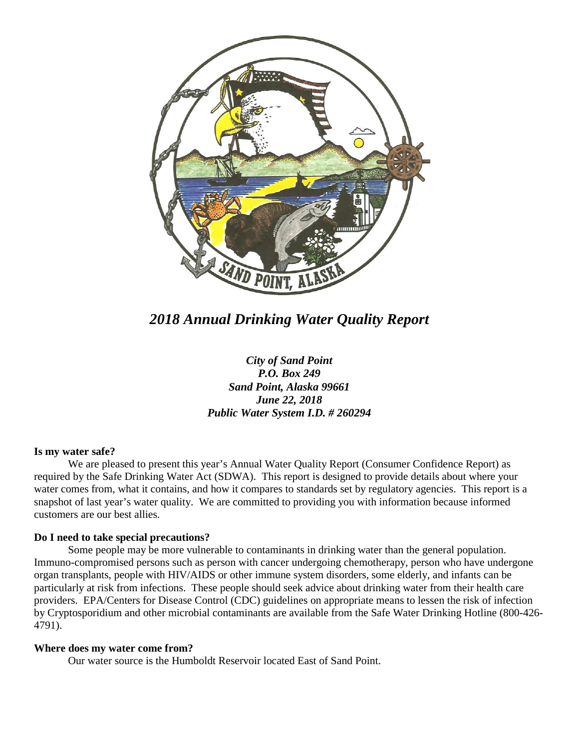# *2018 Annual Drinking Water Quality Report*

***City of Sand Point***
***P.O. Box 249***
***Sand Point, Alaska 99661***
***June 22, 2018***
***Public Water System I.D. # 260294***

**Is my water safe?**

We are pleased to present this year's Annual Water Quality Report (Consumer Confidence Report) as required by the Safe Drinking Water Act (SDWA). This report is designed to provide details about where your water comes from, what it contains, and how it compares to standards set by regulatory agencies. This report is a snapshot of last year's water quality. We are committed to providing you with information because informed customers are our best allies.

**Do I need to take special precautions?**

Some people may be more vulnerable to contaminants in drinking water than the general population. Immuno-compromised persons such as person with cancer undergoing chemotherapy, person who have undergone organ transplants, people with HIV/AIDS or other immune system disorders, some elderly, and infants can be particularly at risk from infections. These people should seek advice about drinking water from their health care providers. EPA/Centers for Disease Control (CDC) guidelines on appropriate means to lessen the risk of infection by Cryptosporidium and other microbial contaminants are available from the Safe Water Drinking Hotline (800-426-4791).

**Where does my water come from?**

Our water source is the Humboldt Reservoir located East of Sand Point.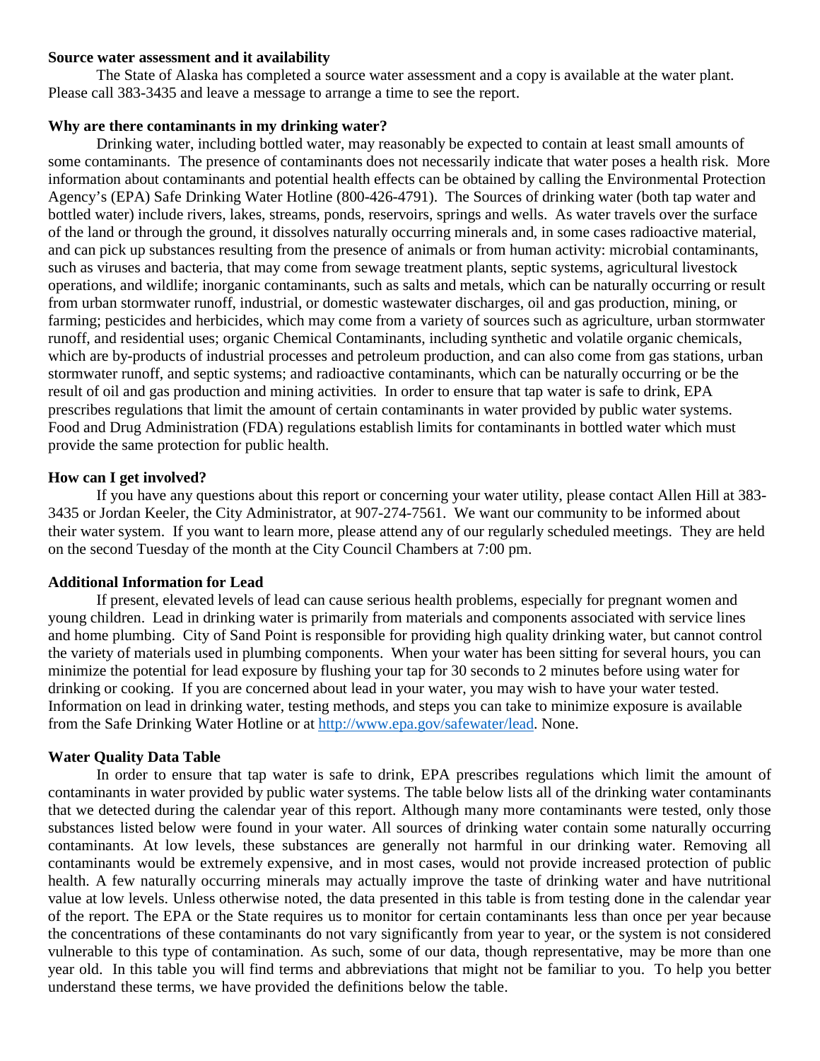**Source water assessment and it availability**

The State of Alaska has completed a source water assessment and a copy is available at the water plant. Please call 383-3435 and leave a message to arrange a time to see the report.

**Why are there contaminants in my drinking water?**

Drinking water, including bottled water, may reasonably be expected to contain at least small amounts of some contaminants. The presence of contaminants does not necessarily indicate that water poses a health risk. More information about contaminants and potential health effects can be obtained by calling the Environmental Protection Agency's (EPA) Safe Drinking Water Hotline (800-426-4791). The Sources of drinking water (both tap water and bottled water) include rivers, lakes, streams, ponds, reservoirs, springs and wells. As water travels over the surface of the land or through the ground, it dissolves naturally occurring minerals and, in some cases radioactive material, and can pick up substances resulting from the presence of animals or from human activity: microbial contaminants, such as viruses and bacteria, that may come from sewage treatment plants, septic systems, agricultural livestock operations, and wildlife; inorganic contaminants, such as salts and metals, which can be naturally occurring or result from urban stormwater runoff, industrial, or domestic wastewater discharges, oil and gas production, mining, or farming; pesticides and herbicides, which may come from a variety of sources such as agriculture, urban stormwater runoff, and residential uses; organic Chemical Contaminants, including synthetic and volatile organic chemicals, which are by-products of industrial processes and petroleum production, and can also come from gas stations, urban stormwater runoff, and septic systems; and radioactive contaminants, which can be naturally occurring or be the result of oil and gas production and mining activities. In order to ensure that tap water is safe to drink, EPA prescribes regulations that limit the amount of certain contaminants in water provided by public water systems. Food and Drug Administration (FDA) regulations establish limits for contaminants in bottled water which must provide the same protection for public health.

**How can I get involved?**

If you have any questions about this report or concerning your water utility, please contact Allen Hill at 383-3435 or Jordan Keeler, the City Administrator, at 907-274-7561. We want our community to be informed about their water system. If you want to learn more, please attend any of our regularly scheduled meetings. They are held on the second Tuesday of the month at the City Council Chambers at 7:00 pm.

**Additional Information for Lead**

If present, elevated levels of lead can cause serious health problems, especially for pregnant women and young children. Lead in drinking water is primarily from materials and components associated with service lines and home plumbing. City of Sand Point is responsible for providing high quality drinking water, but cannot control the variety of materials used in plumbing components. When your water has been sitting for several hours, you can minimize the potential for lead exposure by flushing your tap for 30 seconds to 2 minutes before using water for drinking or cooking. If you are concerned about lead in your water, you may wish to have your water tested. Information on lead in drinking water, testing methods, and steps you can take to minimize exposure is available from the Safe Drinking Water Hotline or at http://www.epa.gov/safewater/lead. None.

**Water Quality Data Table**

In order to ensure that tap water is safe to drink, EPA prescribes regulations which limit the amount of contaminants in water provided by public water systems. The table below lists all of the drinking water contaminants that we detected during the calendar year of this report. Although many more contaminants were tested, only those substances listed below were found in your water. All sources of drinking water contain some naturally occurring contaminants. At low levels, these substances are generally not harmful in our drinking water. Removing all contaminants would be extremely expensive, and in most cases, would not provide increased protection of public health. A few naturally occurring minerals may actually improve the taste of drinking water and have nutritional value at low levels. Unless otherwise noted, the data presented in this table is from testing done in the calendar year of the report. The EPA or the State requires us to monitor for certain contaminants less than once per year because the concentrations of these contaminants do not vary significantly from year to year, or the system is not considered vulnerable to this type of contamination. As such, some of our data, though representative, may be more than one year old. In this table you will find terms and abbreviations that might not be familiar to you. To help you better understand these terms, we have provided the definitions below the table.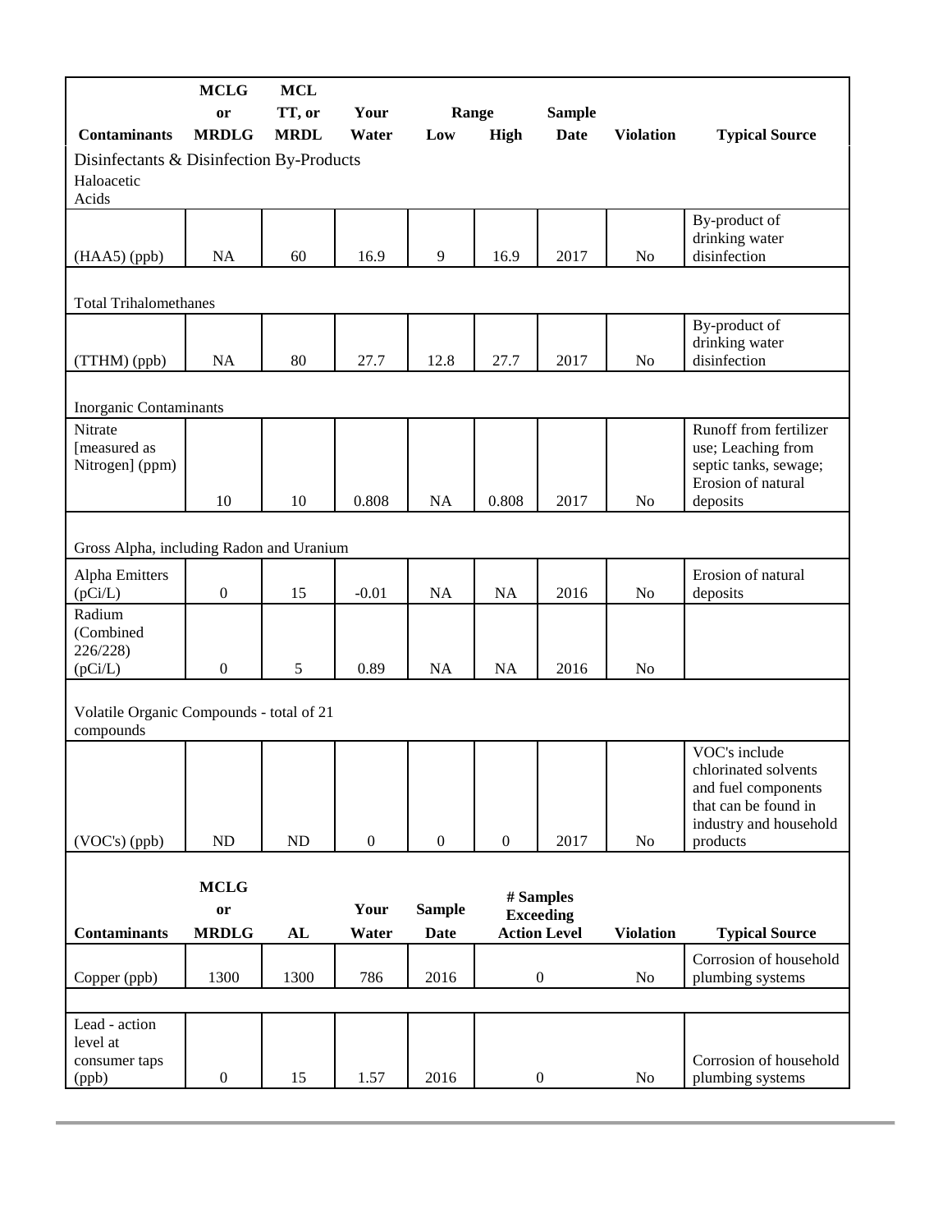| Contaminants | MCLG or MRDLG | MCL TT, or MRDL | Your Water | Range Low | Range High | Sample Date | Violation | Typical Source |
|---|---|---|---|---|---|---|---|---|
| Disinfectants & Disinfection By-Products | | | | | | | | |
| Haloacetic Acids | | | | | | | | |
| (HAA5) (ppb) | NA | 60 | 16.9 | 9 | 16.9 | 2017 | No | By-product of drinking water disinfection |
| Total Trihalomethanes | | | | | | | | |
| (TTHM) (ppb) | NA | 80 | 27.7 | 12.8 | 27.7 | 2017 | No | By-product of drinking water disinfection |
| Inorganic Contaminants | | | | | | | | |
| Nitrate [measured as Nitrogen] (ppm) | 10 | 10 | 0.808 | NA | 0.808 | 2017 | No | Runoff from fertilizer use; Leaching from septic tanks, sewage; Erosion of natural deposits |
| Gross Alpha, including Radon and Uranium | | | | | | | | |
| Alpha Emitters (pCi/L) | 0 | 15 | -0.01 | NA | NA | 2016 | No | Erosion of natural deposits |
| Radium (Combined 226/228) (pCi/L) | 0 | 5 | 0.89 | NA | NA | 2016 | No | |
| Volatile Organic Compounds - total of 21 compounds | | | | | | | | |
| (VOC's) (ppb) | ND | ND | 0 | 0 | 0 | 2017 | No | VOC's include chlorinated solvents and fuel components that can be found in industry and household products |

| Contaminants | MCLG or MRDLG | AL | Your Water | Sample Date | # Samples Exceeding Action Level | Violation | Typical Source |
|---|---|---|---|---|---|---|---|
| Copper (ppb) | 1300 | 1300 | 786 | 2016 | 0 | No | Corrosion of household plumbing systems |
| Lead - action level at consumer taps (ppb) | 0 | 15 | 1.57 | 2016 | 0 | No | Corrosion of household plumbing systems |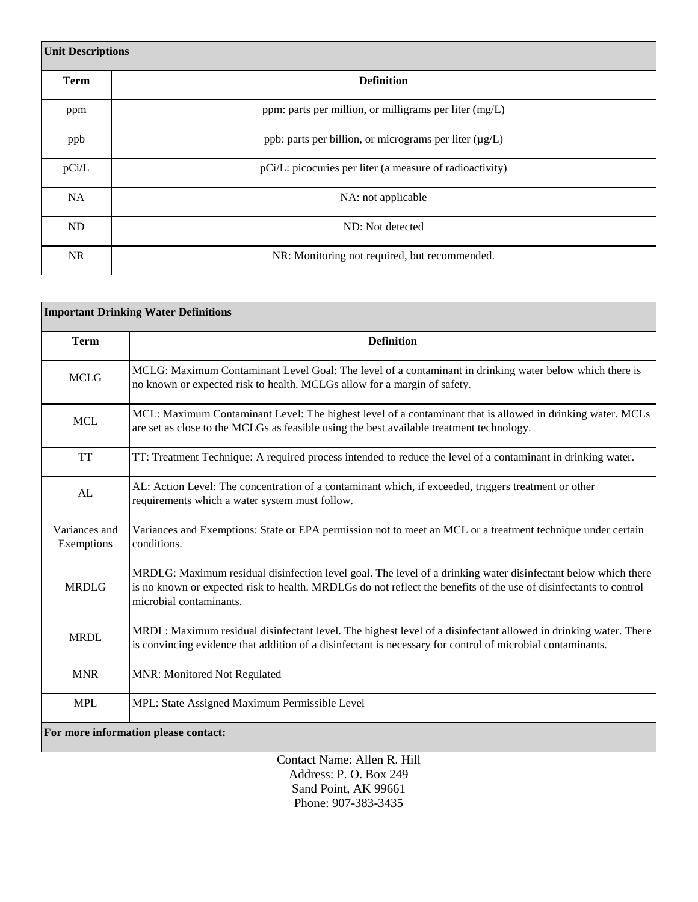| Unit Descriptions | |
|---|---|
| **Term** | **Definition** |
| ppm | ppm: parts per million, or milligrams per liter (mg/L) |
| ppb | ppb: parts per billion, or micrograms per liter (µg/L) |
| pCi/L | pCi/L: picocuries per liter (a measure of radioactivity) |
| NA | NA: not applicable |
| ND | ND: Not detected |
| NR | NR: Monitoring not required, but recommended. |

| Important Drinking Water Definitions | |
|---|---|
| **Term** | **Definition** |
| MCLG | MCLG: Maximum Contaminant Level Goal: The level of a contaminant in drinking water below which there is no known or expected risk to health. MCLGs allow for a margin of safety. |
| MCL | MCL: Maximum Contaminant Level: The highest level of a contaminant that is allowed in drinking water. MCLs are set as close to the MCLGs as feasible using the best available treatment technology. |
| TT | TT: Treatment Technique: A required process intended to reduce the level of a contaminant in drinking water. |
| AL | AL: Action Level: The concentration of a contaminant which, if exceeded, triggers treatment or other requirements which a water system must follow. |
| Variances and Exemptions | Variances and Exemptions: State or EPA permission not to meet an MCL or a treatment technique under certain conditions. |
| MRDLG | MRDLG: Maximum residual disinfection level goal. The level of a drinking water disinfectant below which there is no known or expected risk to health. MRDLGs do not reflect the benefits of the use of disinfectants to control microbial contaminants. |
| MRDL | MRDL: Maximum residual disinfectant level. The highest level of a disinfectant allowed in drinking water. There is convincing evidence that addition of a disinfectant is necessary for control of microbial contaminants. |
| MNR | MNR: Monitored Not Regulated |
| MPL | MPL: State Assigned Maximum Permissible Level |

**For more information please contact:**

Contact Name: Allen R. Hill
Address: P. O. Box 249
Sand Point, AK 99661
Phone: 907-383-3435